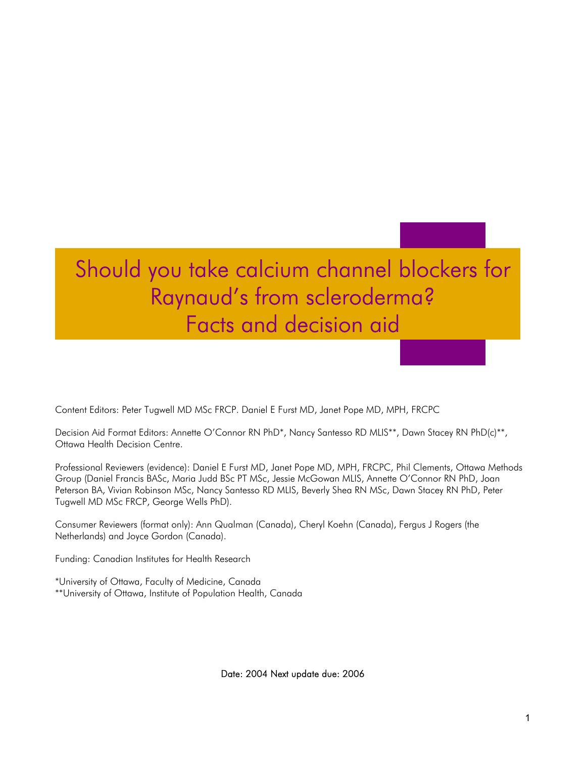# Should you take calcium channel blockers for Raynaud's from scleroderma? Facts and decision aid

Content Editors: Peter Tugwell MD MSc FRCP. Daniel E Furst MD, Janet Pope MD, MPH, FRCPC

Decision Aid Format Editors: Annette O'Connor RN PhD*, Nancy Santesso RD MLIS**, Dawn Stacey RN PhD(c)**, Ottawa Health Decision Centre.

Professional Reviewers (evidence): Daniel E Furst MD, Janet Pope MD, MPH, FRCPC, Phil Clements, Ottawa Methods Group (Daniel Francis BASc, Maria Judd BSc PT MSc, Jessie McGowan MLIS, Annette O'Connor RN PhD, Joan Peterson BA, Vivian Robinson MSc, Nancy Santesso RD MLIS, Beverly Shea RN MSc, Dawn Stacey RN PhD, Peter Tugwell MD MSc FRCP, George Wells PhD).

Consumer Reviewers (format only): Ann Qualman (Canada), Cheryl Koehn (Canada), Fergus J Rogers (the Netherlands) and Joyce Gordon (Canada).

Funding: Canadian Institutes for Health Research

*University of Ottawa, Faculty of Medicine, Canada
**University of Ottawa, Institute of Population Health, Canada

Date: 2004 Next update due: 2006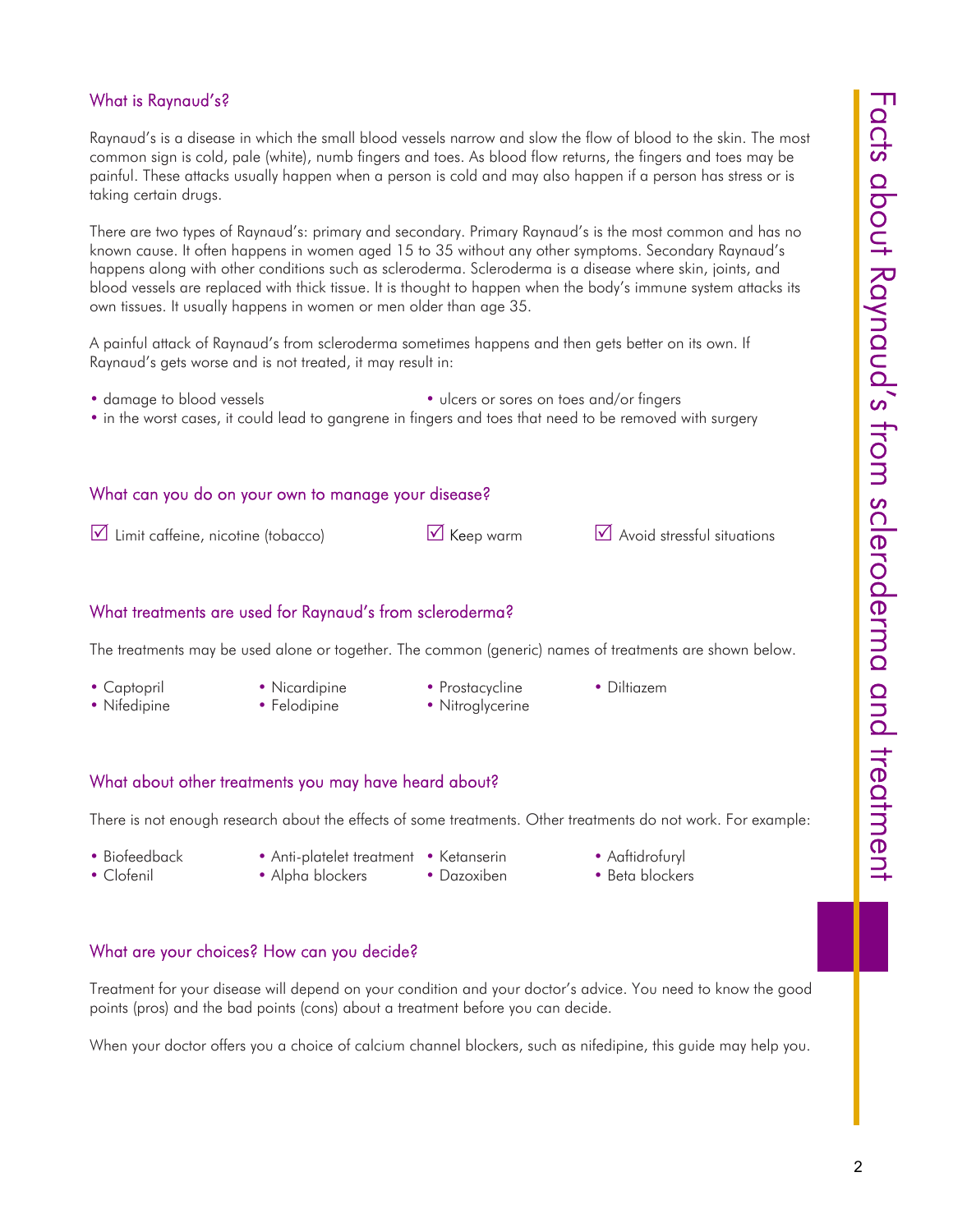## What is Raynaud's?

Raynaud's is a disease in which the small blood vessels narrow and slow the flow of blood to the skin. The most common sign is cold, pale (white), numb fingers and toes. As blood flow returns, the fingers and toes may be painful. These attacks usually happen when a person is cold and may also happen if a person has stress or is taking certain drugs.

There are two types of Raynaud's: primary and secondary. Primary Raynaud's is the most common and has no known cause. It often happens in women aged 15 to 35 without any other symptoms. Secondary Raynaud's happens along with other conditions such as scleroderma. Scleroderma is a disease where skin, joints, and blood vessels are replaced with thick tissue. It is thought to happen when the body's immune system attacks its own tissues. It usually happens in women or men older than age 35.

A painful attack of Raynaud's from scleroderma sometimes happens and then gets better on its own. If Raynaud's gets worse and is not treated, it may result in:

- damage to blood vessels
- ulcers or sores on toes and/or fingers
- in the worst cases, it could lead to gangrene in fingers and toes that need to be removed with surgery

## What can you do on your own to manage your disease?

- ☑ Limit caffeine, nicotine (tobacco)
- ☑ Keep warm
- ☑ Avoid stressful situations

## What treatments are used for Raynaud's from scleroderma?

The treatments may be used alone or together. The common (generic) names of treatments are shown below.

- Captopril
- Nifedipine
- Nicardipine
- Felodipine
- Prostacycline
- Nitroglycerine
- Diltiazem

## What about other treatments you may have heard about?

There is not enough research about the effects of some treatments. Other treatments do not work. For example:

- Biofeedback
- Clofenil
- Anti-platelet treatment
- Alpha blockers
- Ketanserin
- Dazoxiben
- Aaftidrofuryl
- Beta blockers

## What are your choices? How can you decide?

Treatment for your disease will depend on your condition and your doctor's advice. You need to know the good points (pros) and the bad points (cons) about a treatment before you can decide.

When your doctor offers you a choice of calcium channel blockers, such as nifedipine, this guide may help you.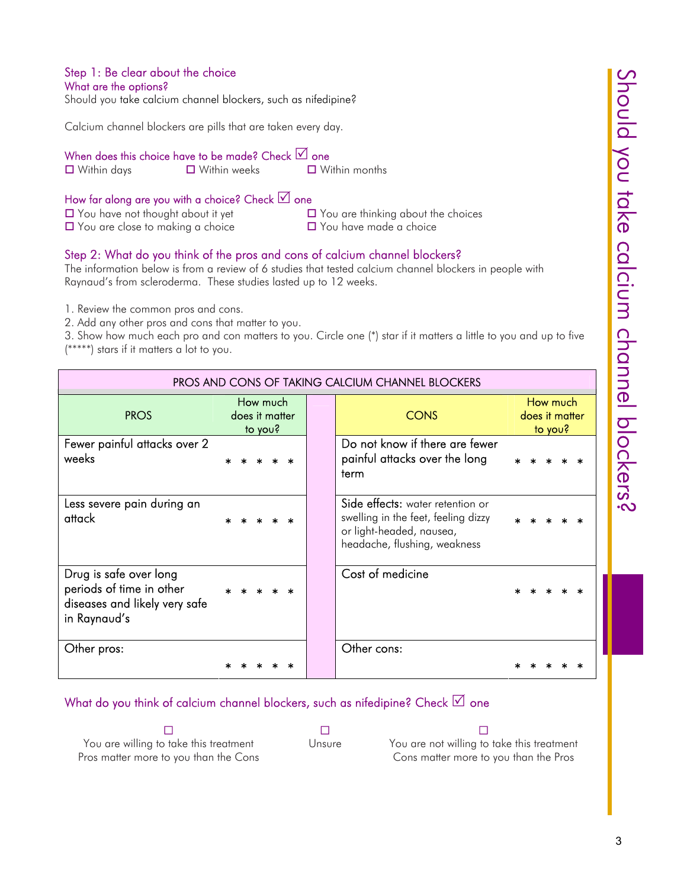### Step 1: Be clear about the choice

**What are the options?**

Should you take calcium channel blockers, such as nifedipine?

Calcium channel blockers are pills that are taken every day.

**When does this choice have to be made? Check ☑ one**

☐ Within days ☐ Within weeks ☐ Within months

**How far along are you with a choice? Check ☑ one**

☐ You have not thought about it yet
☐ You are thinking about the choices
☐ You are close to making a choice
☐ You have made a choice

### Step 2: What do you think of the pros and cons of calcium channel blockers?

The information below is from a review of 6 studies that tested calcium channel blockers in people with Raynaud's from scleroderma. These studies lasted up to 12 weeks.

1. Review the common pros and cons.
2. Add any other pros and cons that matter to you.
3. Show how much each pro and con matters to you. Circle one (*) star if it matters a little to you and up to five (*****) stars if it matters a lot to you.

**PROS AND CONS OF TAKING CALCIUM CHANNEL BLOCKERS**

| PROS | How much does it matter to you? | CONS | How much does it matter to you? |
|---|---|---|---|
| Fewer painful attacks over 2 weeks | * * * * * | Do not know if there are fewer painful attacks over the long term | * * * * * |
| Less severe pain during an attack | * * * * * | Side effects: water retention or swelling in the feet, feeling dizzy or light-headed, nausea, headache, flushing, weakness | * * * * * |
| Drug is safe over long periods of time in other diseases and likely very safe in Raynaud's | * * * * * | Cost of medicine | * * * * * |
| Other pros: | * * * * * | Other cons: | * * * * * |

**What do you think of calcium channel blockers, such as nifedipine? Check ☑ one**

☐ You are willing to take this treatment
Pros matter more to you than the Cons

☐ Unsure

☐ You are not willing to take this treatment
Cons matter more to you than the Pros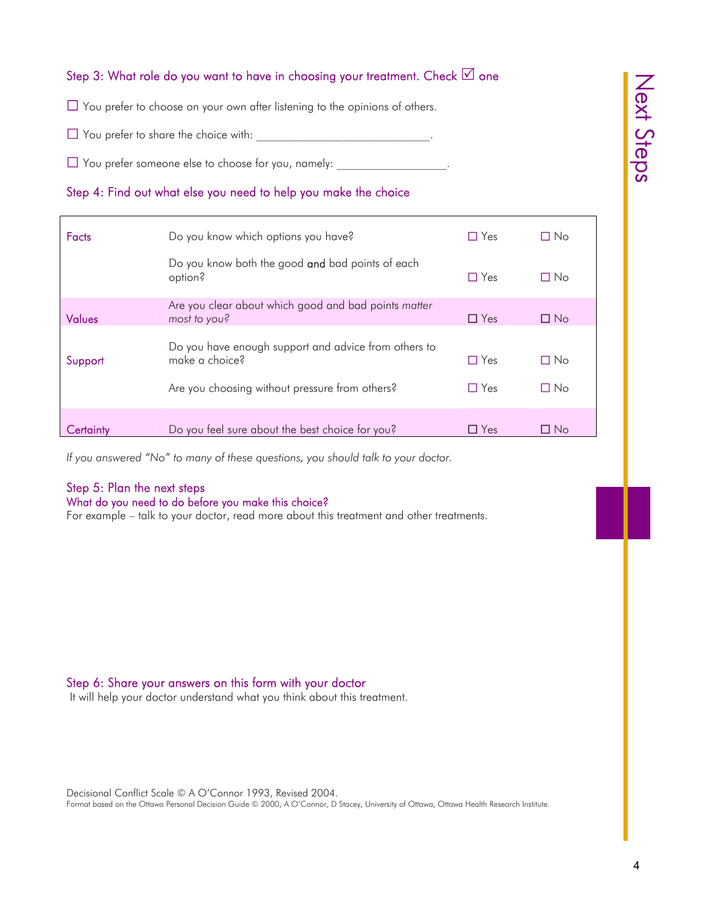## Step 3: What role do you want to have in choosing your treatment. Check ☑ one

☐ You prefer to choose on your own after listening to the opinions of others.

☐ You prefer to share the choice with: ______________________________.

☐ You prefer someone else to choose for you, namely: ___________________.

## Step 4: Find out what else you need to help you make the choice

| | | | |
|---|---|---|---|
| Facts | Do you know which options you have? | ☐ Yes | ☐ No |
| | Do you know both the good **and** bad points of each option? | ☐ Yes | ☐ No |
| Values | Are you clear about which good and bad points *matter most to you?* | ☐ Yes | ☐ No |
| Support | Do you have enough support and advice from others to make a choice? | ☐ Yes | ☐ No |
| | Are you choosing without pressure from others? | ☐ Yes | ☐ No |
| Certainty | Do you feel sure about the best choice for you? | ☐ Yes | ☐ No |

*If you answered "No" to many of these questions, you should talk to your doctor.*

## Step 5: Plan the next steps

### What do you need to do before you make this choice?

For example – talk to your doctor, read more about this treatment and other treatments.

## Step 6: Share your answers on this form with your doctor

It will help your doctor understand what you think about this treatment.

Decisional Conflict Scale © A O'Connor 1993, Revised 2004.
Format based on the Ottawa Personal Decision Guide © 2000, A O'Connor, D Stacey, University of Ottawa, Ottawa Health Research Institute.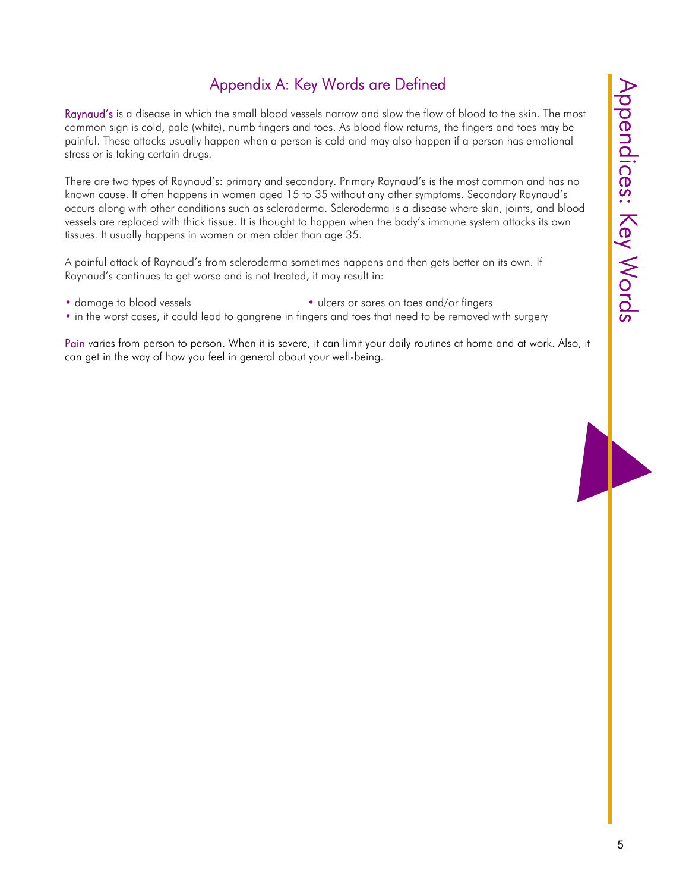## Appendix A: Key Words are Defined

**Raynaud's** is a disease in which the small blood vessels narrow and slow the flow of blood to the skin. The most common sign is cold, pale (white), numb fingers and toes. As blood flow returns, the fingers and toes may be painful. These attacks usually happen when a person is cold and may also happen if a person has emotional stress or is taking certain drugs.

There are two types of Raynaud's: primary and secondary. Primary Raynaud's is the most common and has no known cause. It often happens in women aged 15 to 35 without any other symptoms. Secondary Raynaud's occurs along with other conditions such as scleroderma. Scleroderma is a disease where skin, joints, and blood vessels are replaced with thick tissue. It is thought to happen when the body's immune system attacks its own tissues. It usually happens in women or men older than age 35.

A painful attack of Raynaud's from scleroderma sometimes happens and then gets better on its own. If Raynaud's continues to get worse and is not treated, it may result in:

- damage to blood vessels
- ulcers or sores on toes and/or fingers
- in the worst cases, it could lead to gangrene in fingers and toes that need to be removed with surgery

**Pain** varies from person to person. When it is severe, it can limit your daily routines at home and at work. Also, it can get in the way of how you feel in general about your well-being.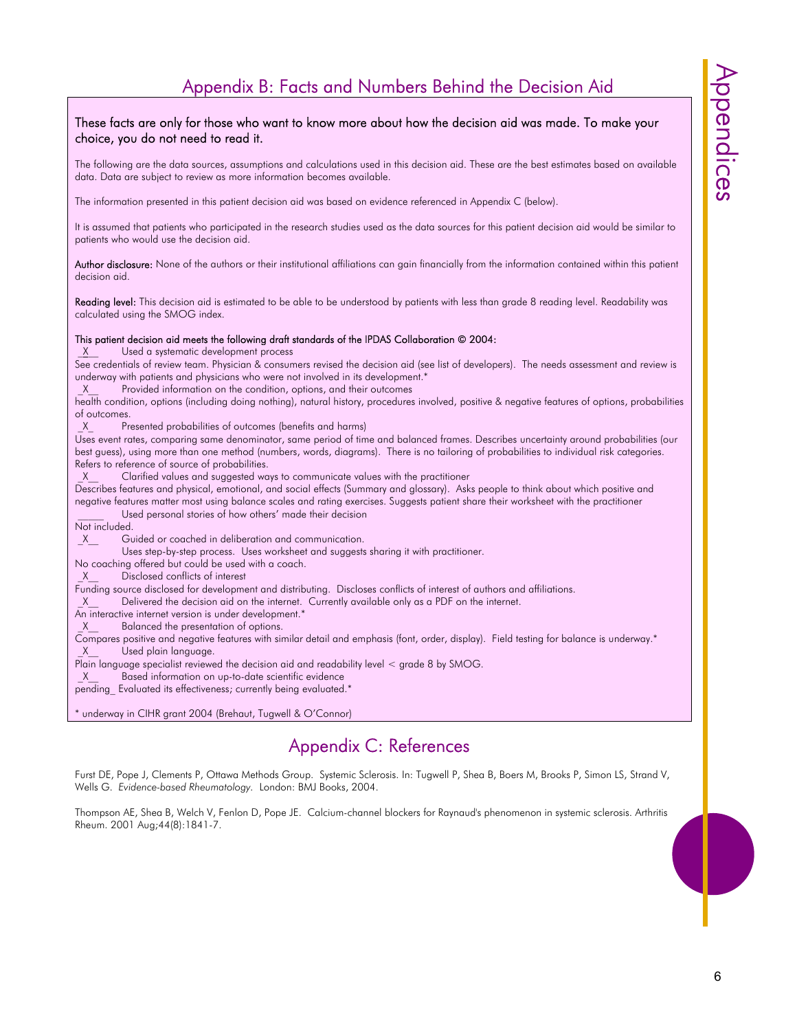## Appendix B: Facts and Numbers Behind the Decision Aid

**These facts are only for those who want to know more about how the decision aid was made. To make your choice, you do not need to read it.**

The following are the data sources, assumptions and calculations used in this decision aid. These are the best estimates based on available data. Data are subject to review as more information becomes available.

The information presented in this patient decision aid was based on evidence referenced in Appendix C (below).

It is assumed that patients who participated in the research studies used as the data sources for this patient decision aid would be similar to patients who would use the decision aid.

**Author disclosure:** None of the authors or their institutional affiliations can gain financially from the information contained within this patient decision aid.

**Reading level:** This decision aid is estimated to be able to be understood by patients with less than grade 8 reading level. Readability was calculated using the SMOG index.

**This patient decision aid meets the following draft standards of the IPDAS Collaboration © 2004:**

_X__ Used a systematic development process
See credentials of review team. Physician & consumers revised the decision aid (see list of developers). The needs assessment and review is underway with patients and physicians who were not involved in its development.*

_X__ Provided information on the condition, options, and their outcomes
health condition, options (including doing nothing), natural history, procedures involved, positive & negative features of options, probabilities of outcomes.

_X_ Presented probabilities of outcomes (benefits and harms)
Uses event rates, comparing same denominator, same period of time and balanced frames. Describes uncertainty around probabilities (our best guess), using more than one method (numbers, words, diagrams). There is no tailoring of probabilities to individual risk categories. Refers to reference of source of probabilities.

_X__ Clarified values and suggested ways to communicate values with the practitioner
Describes features and physical, emotional, and social effects (Summary and glossary). Asks people to think about which positive and negative features matter most using balance scales and rating exercises. Suggests patient share their worksheet with the practitioner

_____ Used personal stories of how others' made their decision
Not included.

_X__ Guided or coached in deliberation and communication.
Uses step-by-step process. Uses worksheet and suggests sharing it with practitioner.
No coaching offered but could be used with a coach.

_X__ Disclosed conflicts of interest
Funding source disclosed for development and distributing. Discloses conflicts of interest of authors and affiliations.

_X__ Delivered the decision aid on the internet. Currently available only as a PDF on the internet.
An interactive internet version is under development.*

_X__ Balanced the presentation of options.
Compares positive and negative features with similar detail and emphasis (font, order, display). Field testing for balance is underway.*

_X__ Used plain language.
Plain language specialist reviewed the decision aid and readability level < grade 8 by SMOG.

_X__ Based information on up-to-date scientific evidence

pending_ Evaluated its effectiveness; currently being evaluated.*

\* underway in CIHR grant 2004 (Brehaut, Tugwell & O'Connor)

## Appendix C: References

Furst DE, Pope J, Clements P, Ottawa Methods Group. Systemic Sclerosis. In: Tugwell P, Shea B, Boers M, Brooks P, Simon LS, Strand V, Wells G. *Evidence-based Rheumatology.* London: BMJ Books, 2004.

Thompson AE, Shea B, Welch V, Fenlon D, Pope JE. Calcium-channel blockers for Raynaud's phenomenon in systemic sclerosis. Arthritis Rheum. 2001 Aug;44(8):1841-7.